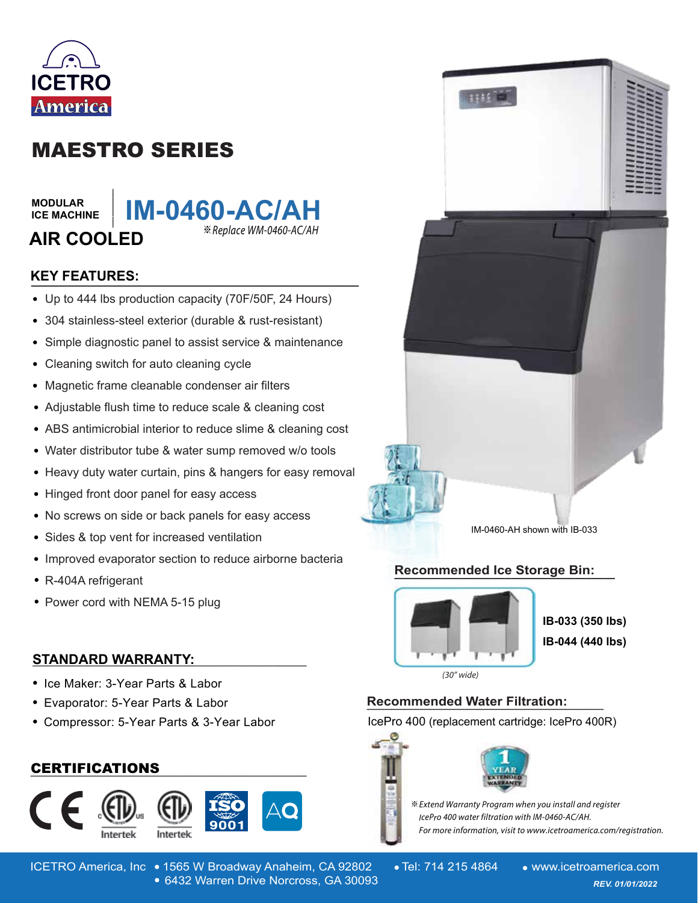ICETRO America

# MAESTRO SERIES

**MODULAR ICE MACHINE**

## IM-0460-AC/AH

*※Replace WM-0460-AC/AH*

## AIR COOLED

### KEY FEATURES:

- Up to 444 lbs production capacity (70F/50F, 24 Hours)
- 304 stainless-steel exterior (durable & rust-resistant)
- Simple diagnostic panel to assist service & maintenance
- Cleaning switch for auto cleaning cycle
- Magnetic frame cleanable condenser air filters
- Adjustable flush time to reduce scale & cleaning cost
- ABS antimicrobial interior to reduce slime & cleaning cost
- Water distributor tube & water sump removed w/o tools
- Heavy duty water curtain, pins & hangers for easy removal
- Hinged front door panel for easy access
- No screws on side or back panels for easy access
- Sides & top vent for increased ventilation
- Improved evaporator section to reduce airborne bacteria
- R-404A refrigerant
- Power cord with NEMA 5-15 plug

### STANDARD WARRANTY:

- Ice Maker: 3-Year Parts & Labor
- Evaporator: 5-Year Parts & Labor
- Compressor: 5-Year Parts & 3-Year Labor

### CERTIFICATIONS

CE · ETL Intertek · ETL Intertek · ISO 9001 · AQ

IM-0460-AH shown with IB-033

### Recommended Ice Storage Bin:

**IB-033 (350 lbs)**
**IB-044 (440 lbs)**

*(30" wide)*

### Recommended Water Filtration:

IcePro 400 (replacement cartridge: IcePro 400R)

1 YEAR EXTENDED WARRANTY

*※Extend Warranty Program when you install and register IcePro 400 water filtration with IM-0460-AC/AH. For more information, visit to www.icetroamerica.com/registration.*

ICETRO America, Inc • 1565 W Broadway Anaheim, CA 92802 • 6432 Warren Drive Norcross, GA 30093 • Tel: 714 215 4864 • www.icetroamerica.com

*REV. 01/01/2022*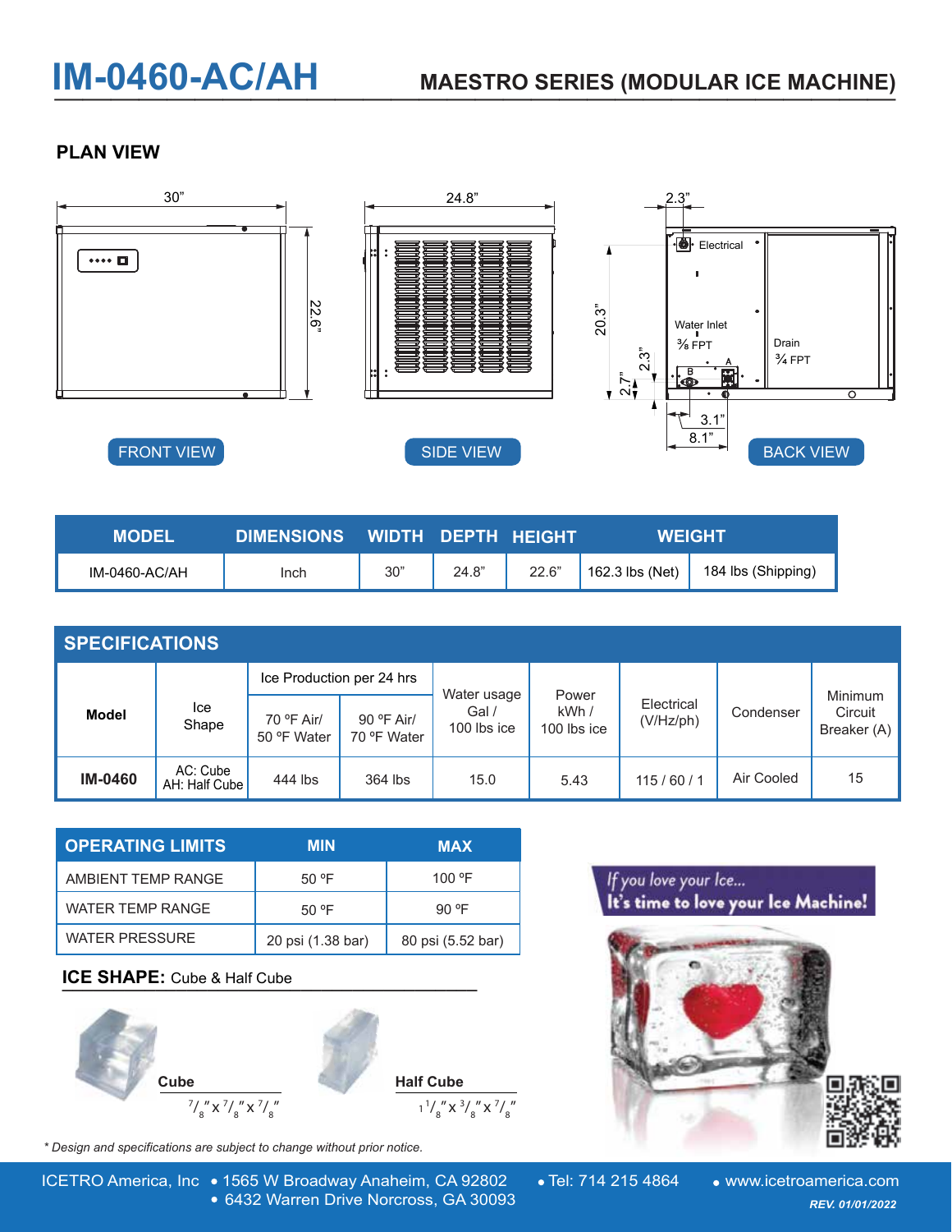# IM-0460-AC/AH

## MAESTRO SERIES (MODULAR ICE MACHINE)

### PLAN VIEW

30"
22.6"
24.8"
2.3"
20.3"
Electrical
Water Inlet
3/8 FPT
Drain
3/4 FPT
2.3"
2.7"
3.1"
8.1"
A
B

FRONT VIEW

SIDE VIEW

BACK VIEW

| MODEL | DIMENSIONS | WIDTH | DEPTH | HEIGHT | WEIGHT | |
|---|---|---|---|---|---|---|
| IM-0460-AC/AH | Inch | 30" | 24.8" | 22.6" | 162.3 lbs (Net) | 184 lbs (Shipping) |

## SPECIFICATIONS

| Model | Ice Shape | Ice Production per 24 hrs | | Water usage Gal / 100 lbs ice | Power kWh / 100 lbs ice | Electrical (V/Hz/ph) | Condenser | Minimum Circuit Breaker (A) |
|---|---|---|---|---|---|---|---|---|
| | | 70 ºF Air/ 50 ºF Water | 90 ºF Air/ 70 ºF Water | | | | | |
| **IM-0460** | AC: Cube AH: Half Cube | 444 lbs | 364 lbs | 15.0 | 5.43 | 115 / 60 / 1 | Air Cooled | 15 |

| OPERATING LIMITS | MIN | MAX |
|---|---|---|
| AMBIENT TEMP RANGE | 50 ºF | 100 ºF |
| WATER TEMP RANGE | 50 ºF | 90 ºF |
| WATER PRESSURE | 20 psi (1.38 bar) | 80 psi (5.52 bar) |

**ICE SHAPE:** Cube & Half Cube

**Cube** 7/8" x 7/8" x 7/8"

**Half Cube** 1 1/8" x 3/8" x 7/8"

*If you love your Ice...*
**It's time to love your Ice Machine!**

*\* Design and specifications are subject to change without prior notice.*

ICETRO America, Inc • 1565 W Broadway Anaheim, CA 92802 • 6432 Warren Drive Norcross, GA 30093 • Tel: 714 215 4864 • www.icetroamerica.com

*REV. 01/01/2022*